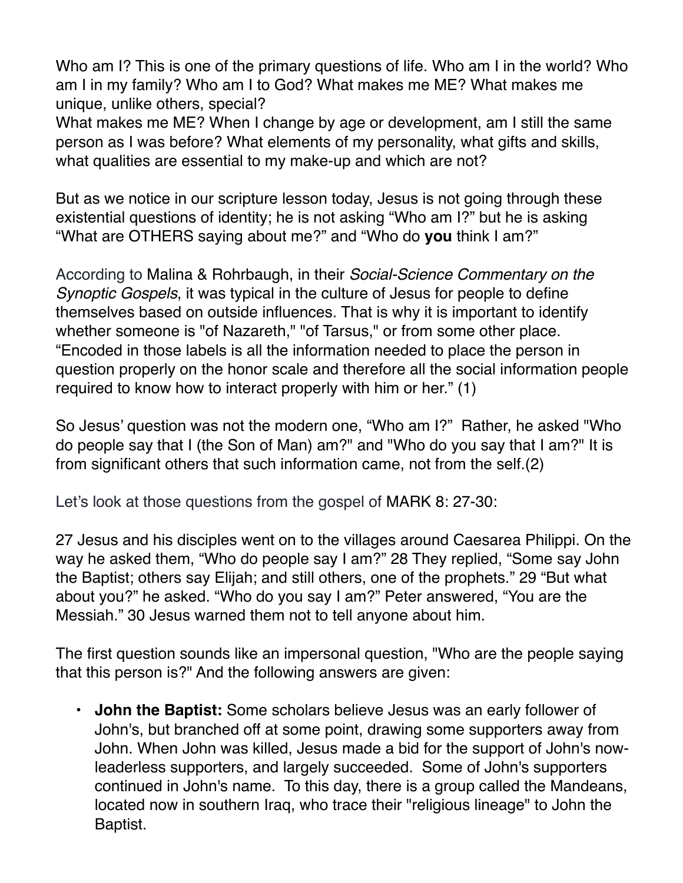Who am I? This is one of the primary questions of life. Who am I in the world? Who am I in my family? Who am I to God? What makes me ME? What makes me unique, unlike others, special?
What makes me ME? When I change by age or development, am I still the same person as I was before? What elements of my personality, what gifts and skills, what qualities are essential to my make-up and which are not?

But as we notice in our scripture lesson today, Jesus is not going through these existential questions of identity; he is not asking "Who am I?" but he is asking "What are OTHERS saying about me?" and "Who do **you** think I am?"

According to Malina & Rohrbaugh, in their *Social-Science Commentary on the Synoptic Gospels*, it was typical in the culture of Jesus for people to define themselves based on outside influences. That is why it is important to identify whether someone is "of Nazareth," "of Tarsus," or from some other place. "Encoded in those labels is all the information needed to place the person in question properly on the honor scale and therefore all the social information people required to know how to interact properly with him or her." (1)

So Jesus' question was not the modern one, "Who am I?" Rather, he asked "Who do people say that I (the Son of Man) am?" and "Who do you say that I am?" It is from significant others that such information came, not from the self.(2)

Let's look at those questions from the gospel of MARK 8: 27-30:

27 Jesus and his disciples went on to the villages around Caesarea Philippi. On the way he asked them, "Who do people say I am?" 28 They replied, "Some say John the Baptist; others say Elijah; and still others, one of the prophets." 29 "But what about you?" he asked. "Who do you say I am?" Peter answered, "You are the Messiah." 30 Jesus warned them not to tell anyone about him.

The first question sounds like an impersonal question, "Who are the people saying that this person is?" And the following answers are given:

- **John the Baptist:** Some scholars believe Jesus was an early follower of John's, but branched off at some point, drawing some supporters away from John. When John was killed, Jesus made a bid for the support of John's now-leaderless supporters, and largely succeeded. Some of John's supporters continued in John's name. To this day, there is a group called the Mandeans, located now in southern Iraq, who trace their "religious lineage" to John the Baptist.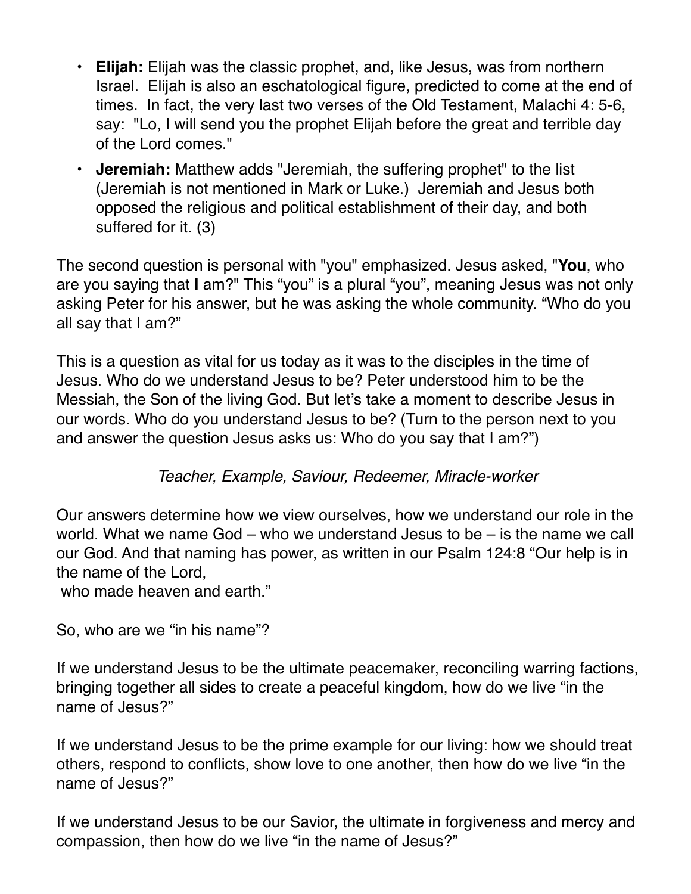- **Elijah:** Elijah was the classic prophet, and, like Jesus, was from northern Israel. Elijah is also an eschatological figure, predicted to come at the end of times. In fact, the very last two verses of the Old Testament, Malachi 4: 5-6, say: "Lo, I will send you the prophet Elijah before the great and terrible day of the Lord comes."
- **Jeremiah:** Matthew adds "Jeremiah, the suffering prophet" to the list (Jeremiah is not mentioned in Mark or Luke.) Jeremiah and Jesus both opposed the religious and political establishment of their day, and both suffered for it. (3)

The second question is personal with "you" emphasized. Jesus asked, "**You**, who are you saying that **I** am?" This "you" is a plural "you", meaning Jesus was not only asking Peter for his answer, but he was asking the whole community. "Who do you all say that I am?"

This is a question as vital for us today as it was to the disciples in the time of Jesus. Who do we understand Jesus to be? Peter understood him to be the Messiah, the Son of the living God. But let's take a moment to describe Jesus in our words. Who do you understand Jesus to be? (Turn to the person next to you and answer the question Jesus asks us: Who do you say that I am?")

*Teacher, Example, Saviour, Redeemer, Miracle-worker*

Our answers determine how we view ourselves, how we understand our role in the world. What we name God – who we understand Jesus to be – is the name we call our God. And that naming has power, as written in our Psalm 124:8 "Our help is in the name of the Lord,
who made heaven and earth."

So, who are we "in his name"?

If we understand Jesus to be the ultimate peacemaker, reconciling warring factions, bringing together all sides to create a peaceful kingdom, how do we live "in the name of Jesus?"

If we understand Jesus to be the prime example for our living: how we should treat others, respond to conflicts, show love to one another, then how do we live "in the name of Jesus?"

If we understand Jesus to be our Savior, the ultimate in forgiveness and mercy and compassion, then how do we live "in the name of Jesus?"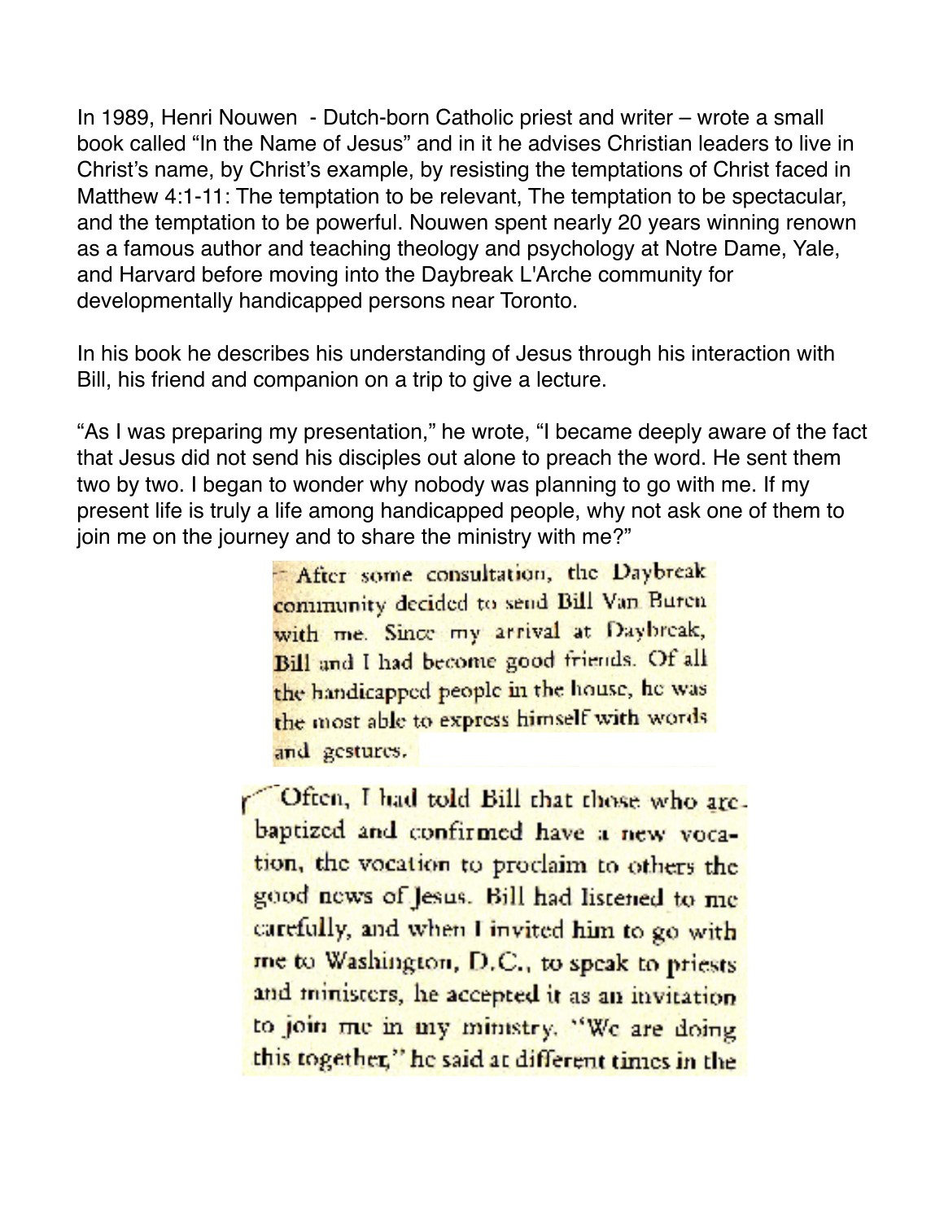In 1989, Henri Nouwen - Dutch-born Catholic priest and writer – wrote a small book called "In the Name of Jesus" and in it he advises Christian leaders to live in Christ's name, by Christ's example, by resisting the temptations of Christ faced in Matthew 4:1-11: The temptation to be relevant, The temptation to be spectacular, and the temptation to be powerful. Nouwen spent nearly 20 years winning renown as a famous author and teaching theology and psychology at Notre Dame, Yale, and Harvard before moving into the Daybreak L'Arche community for developmentally handicapped persons near Toronto.

In his book he describes his understanding of Jesus through his interaction with Bill, his friend and companion on a trip to give a lecture.

"As I was preparing my presentation," he wrote, "I became deeply aware of the fact that Jesus did not send his disciples out alone to preach the word. He sent them two by two. I began to wonder why nobody was planning to go with me. If my present life is truly a life among handicapped people, why not ask one of them to join me on the journey and to share the ministry with me?"

After some consultation, the Daybreak community decided to send Bill Van Buren with me. Since my arrival at Daybreak, Bill and I had become good friends. Of all the handicapped people in the house, he was the most able to express himself with words and gestures.

Often, I had told Bill that those who are baptized and confirmed have a new vocation, the vocation to proclaim to others the good news of Jesus. Bill had listened to me carefully, and when I invited him to go with me to Washington, D.C., to speak to priests and ministers, he accepted it as an invitation to join me in my ministry. "We are doing this together," he said at different times in the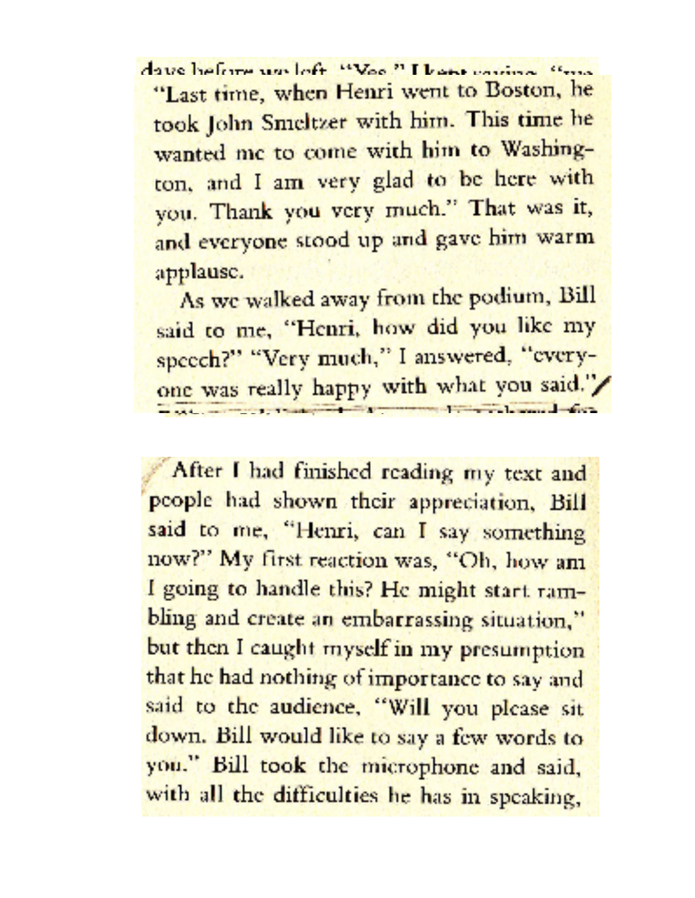"Last time, when Henri went to Boston, he took John Smeltzer with him. This time he wanted me to come with him to Washington, and I am very glad to be here with you. Thank you very much." That was it, and everyone stood up and gave him warm applause.

As we walked away from the podium, Bill said to me, "Henri, how did you like my speech?" "Very much," I answered, "everyone was really happy with what you said."

After I had finished reading my text and people had shown their appreciation, Bill said to me, "Henri, can I say something now?" My first reaction was, "Oh, how am I going to handle this? He might start rambling and create an embarrassing situation," but then I caught myself in my presumption that he had nothing of importance to say and said to the audience, "Will you please sit down. Bill would like to say a few words to you." Bill took the microphone and said, with all the difficulties he has in speaking,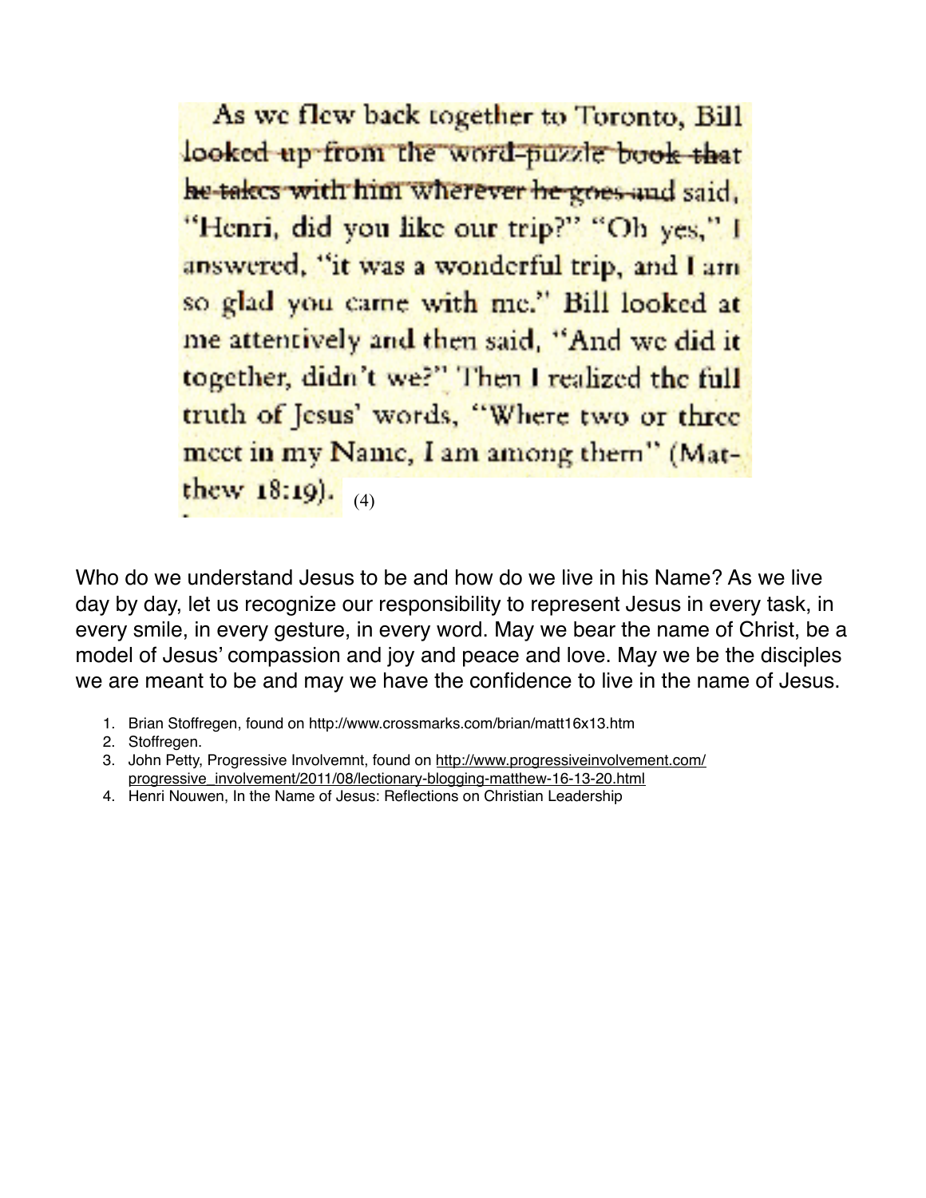As we flew back together to Toronto, Bill looked up from the word-puzzle book that he takes with him wherever he goes and said, "Henri, did you like our trip?" "Oh yes," I answered, "it was a wonderful trip, and I am so glad you came with me." Bill looked at me attentively and then said, "And we did it together, didn't we?" Then I realized the full truth of Jesus' words, "Where two or three meet in my Name, I am among them" (Matthew 18:19). (4)

Who do we understand Jesus to be and how do we live in his Name? As we live day by day, let us recognize our responsibility to represent Jesus in every task, in every smile, in every gesture, in every word. May we bear the name of Christ, be a model of Jesus' compassion and joy and peace and love. May we be the disciples we are meant to be and may we have the confidence to live in the name of Jesus.

1. Brian Stoffregen, found on http://www.crossmarks.com/brian/matt16x13.htm
2. Stoffregen.
3. John Petty, Progressive Involvemnt, found on http://www.progressiveinvolvement.com/progressive_involvement/2011/08/lectionary-blogging-matthew-16-13-20.html
4. Henri Nouwen, In the Name of Jesus: Reflections on Christian Leadership